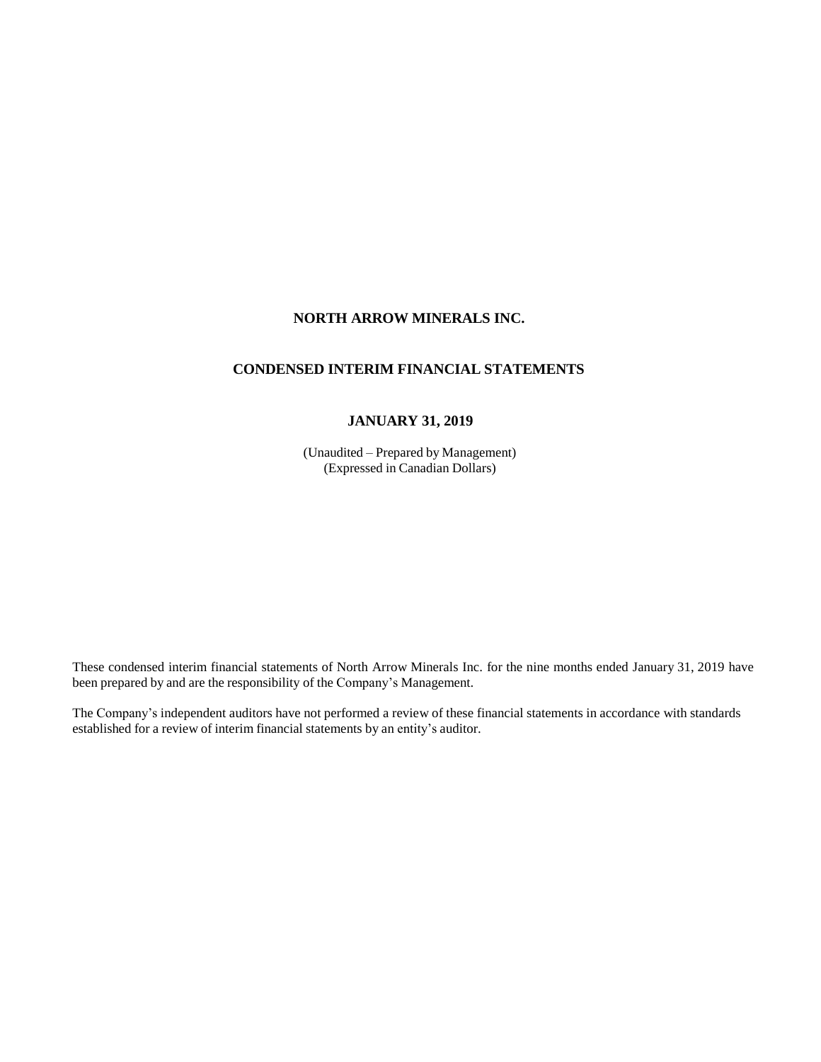# NORTH ARROW MINERALS INC.

## CONDENSED INTERIM FINANCIAL STATEMENTS

### JANUARY 31, 2019

(Unaudited – Prepared by Management)
(Expressed in Canadian Dollars)

These condensed interim financial statements of North Arrow Minerals Inc. for the nine months ended January 31, 2019 have been prepared by and are the responsibility of the Company's Management.

The Company's independent auditors have not performed a review of these financial statements in accordance with standards established for a review of interim financial statements by an entity's auditor.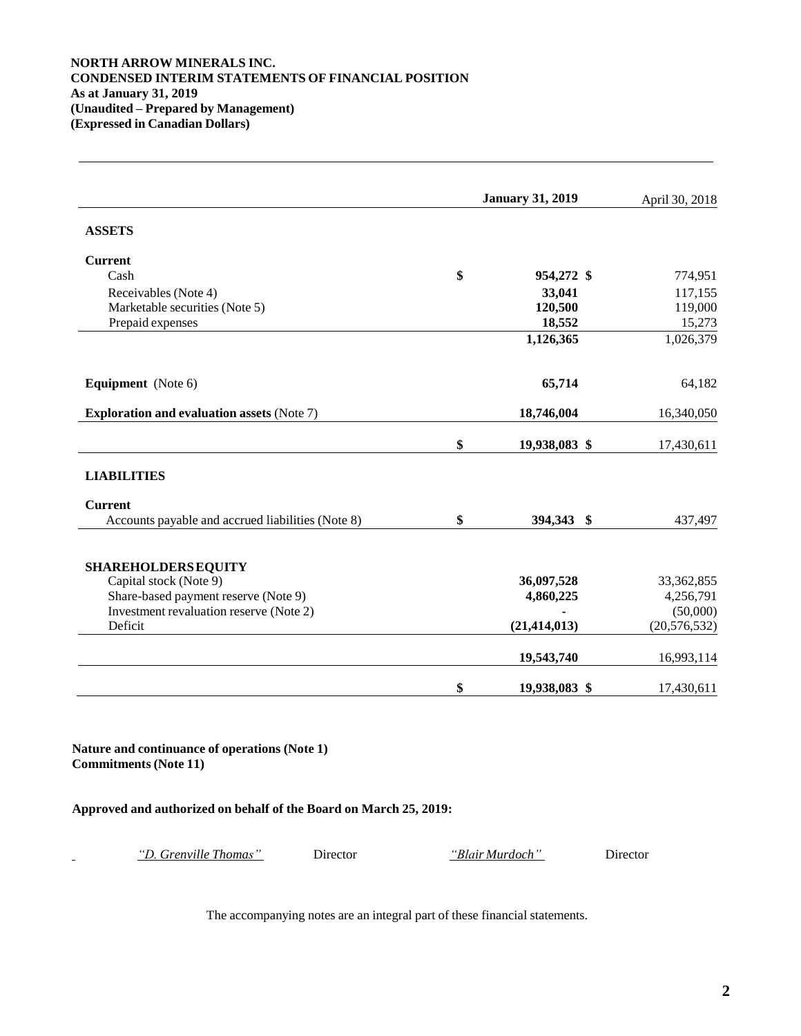**NORTH ARROW MINERALS INC.**
**CONDENSED INTERIM STATEMENTS OF FINANCIAL POSITION**
**As at January 31, 2019**
**(Unaudited – Prepared by Management)**
**(Expressed in Canadian Dollars)**

| | **January 31, 2019** | April 30, 2018 |
|---|---|---|
| **ASSETS** | | |
| **Current** | | |
| Cash | $ **954,272** | $ 774,951 |
| Receivables (Note 4) | **33,041** | 117,155 |
| Marketable securities (Note 5) | **120,500** | 119,000 |
| Prepaid expenses | **18,552** | 15,273 |
| | **1,126,365** | 1,026,379 |
| **Equipment** (Note 6) | **65,714** | 64,182 |
| **Exploration and evaluation assets** (Note 7) | **18,746,004** | 16,340,050 |
| | $ **19,938,083** | $ 17,430,611 |
| **LIABILITIES** | | |
| **Current** | | |
| Accounts payable and accrued liabilities (Note 8) | $ **394,343** | $ 437,497 |
| **SHAREHOLDERS EQUITY** | | |
| Capital stock (Note 9) | **36,097,528** | 33,362,855 |
| Share-based payment reserve (Note 9) | **4,860,225** | 4,256,791 |
| Investment revaluation reserve (Note 2) | **-** | (50,000) |
| Deficit | **(21,414,013)** | (20,576,532) |
| | **19,543,740** | 16,993,114 |
| | $ **19,938,083** | $ 17,430,611 |

**Nature and continuance of operations (Note 1)**
**Commitments (Note 11)**

**Approved and authorized on behalf of the Board on March 25, 2019:**

*"D. Grenville Thomas"* Director *"Blair Murdoch"* Director

The accompanying notes are an integral part of these financial statements.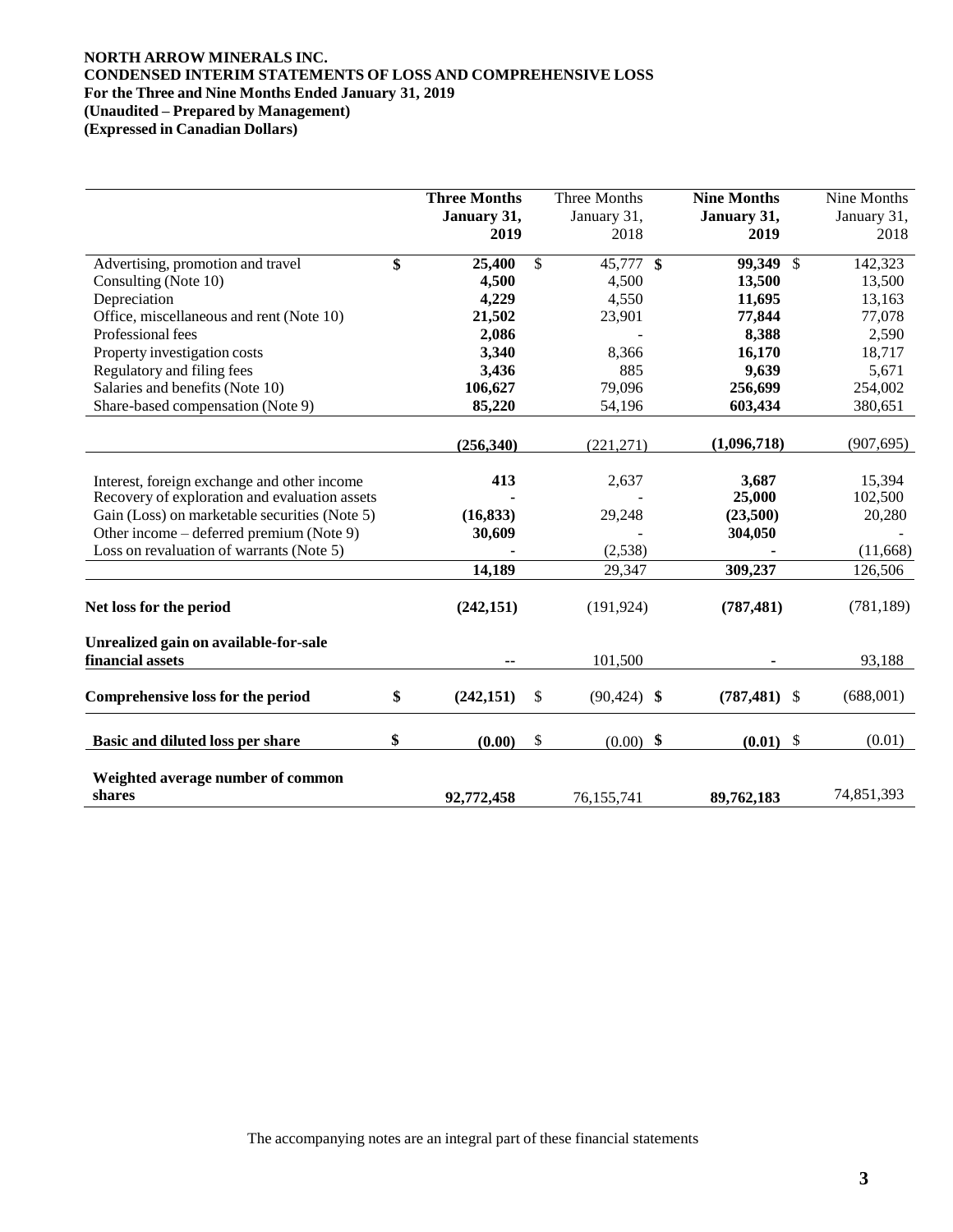**NORTH ARROW MINERALS INC.**
**CONDENSED INTERIM STATEMENTS OF LOSS AND COMPREHENSIVE LOSS**
**For the Three and Nine Months Ended January 31, 2019**
**(Unaudited – Prepared by Management)**
**(Expressed in Canadian Dollars)**

| | **Three Months January 31, 2019** | Three Months January 31, 2018 | **Nine Months January 31, 2019** | Nine Months January 31, 2018 |
|---|---|---|---|---|
| Advertising, promotion and travel | **$ 25,400** | $ 45,777 | **$ 99,349** | $ 142,323 |
| Consulting (Note 10) | **4,500** | 4,500 | **13,500** | 13,500 |
| Depreciation | **4,229** | 4,550 | **11,695** | 13,163 |
| Office, miscellaneous and rent (Note 10) | **21,502** | 23,901 | **77,844** | 77,078 |
| Professional fees | **2,086** | - | **8,388** | 2,590 |
| Property investigation costs | **3,340** | 8,366 | **16,170** | 18,717 |
| Regulatory and filing fees | **3,436** | 885 | **9,639** | 5,671 |
| Salaries and benefits (Note 10) | **106,627** | 79,096 | **256,699** | 254,002 |
| Share-based compensation (Note 9) | **85,220** | 54,196 | **603,434** | 380,651 |
| | **(256,340)** | (221,271) | **(1,096,718)** | (907,695) |
| Interest, foreign exchange and other income | **413** | 2,637 | **3,687** | 15,394 |
| Recovery of exploration and evaluation assets | **-** | - | **25,000** | 102,500 |
| Gain (Loss) on marketable securities (Note 5) | **(16,833)** | 29,248 | **(23,500)** | 20,280 |
| Other income – deferred premium (Note 9) | **30,609** | - | **304,050** | - |
| Loss on revaluation of warrants (Note 5) | **-** | (2,538) | **-** | (11,668) |
| | **14,189** | 29,347 | **309,237** | 126,506 |
| **Net loss for the period** | **(242,151)** | (191,924) | **(787,481)** | (781,189) |
| **Unrealized gain on available-for-sale financial assets** | **--** | 101,500 | **-** | 93,188 |
| **Comprehensive loss for the period** | **$ (242,151)** | $ (90,424) | **$ (787,481)** | $ (688,001) |
| **Basic and diluted loss per share** | **$ (0.00)** | $ (0.00) | **$ (0.01)** | $ (0.01) |
| **Weighted average number of common shares** | **92,772,458** | 76,155,741 | **89,762,183** | 74,851,393 |

The accompanying notes are an integral part of these financial statements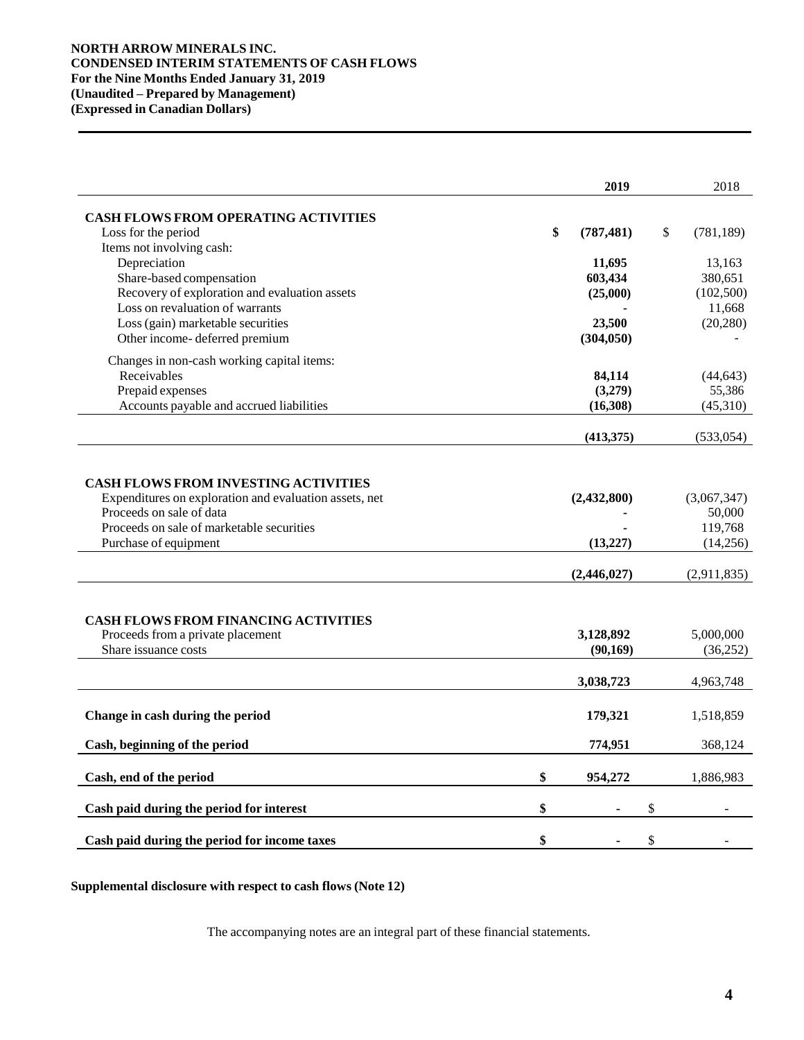**NORTH ARROW MINERALS INC.**
**CONDENSED INTERIM STATEMENTS OF CASH FLOWS**
**For the Nine Months Ended January 31, 2019**
**(Unaudited – Prepared by Management)**
**(Expressed in Canadian Dollars)**

| | 2019 | 2018 |
|---|---|---|
| **CASH FLOWS FROM OPERATING ACTIVITIES** | | |
| Loss for the period | **$ (787,481)** | $ (781,189) |
| Items not involving cash: | | |
| Depreciation | **11,695** | 13,163 |
| Share-based compensation | **603,434** | 380,651 |
| Recovery of exploration and evaluation assets | **(25,000)** | (102,500) |
| Loss on revaluation of warrants | **-** | 11,668 |
| Loss (gain) marketable securities | **23,500** | (20,280) |
| Other income- deferred premium | **(304,050)** | - |
| Changes in non-cash working capital items: | | |
| Receivables | **84,114** | (44,643) |
| Prepaid expenses | **(3,279)** | 55,386 |
| Accounts payable and accrued liabilities | **(16,308)** | (45,310) |
| | **(413,375)** | (533,054) |
| **CASH FLOWS FROM INVESTING ACTIVITIES** | | |
| Expenditures on exploration and evaluation assets, net | **(2,432,800)** | (3,067,347) |
| Proceeds on sale of data | **-** | 50,000 |
| Proceeds on sale of marketable securities | **-** | 119,768 |
| Purchase of equipment | **(13,227)** | (14,256) |
| | **(2,446,027)** | (2,911,835) |
| **CASH FLOWS FROM FINANCING ACTIVITIES** | | |
| Proceeds from a private placement | **3,128,892** | 5,000,000 |
| Share issuance costs | **(90,169)** | (36,252) |
| | **3,038,723** | 4,963,748 |
| **Change in cash during the period** | **179,321** | 1,518,859 |
| **Cash, beginning of the period** | **774,951** | 368,124 |
| **Cash, end of the period** | **$ 954,272** | 1,886,983 |
| **Cash paid during the period for interest** | **$ -** | $ - |
| **Cash paid during the period for income taxes** | **$ -** | $ - |

**Supplemental disclosure with respect to cash flows (Note 12)**

The accompanying notes are an integral part of these financial statements.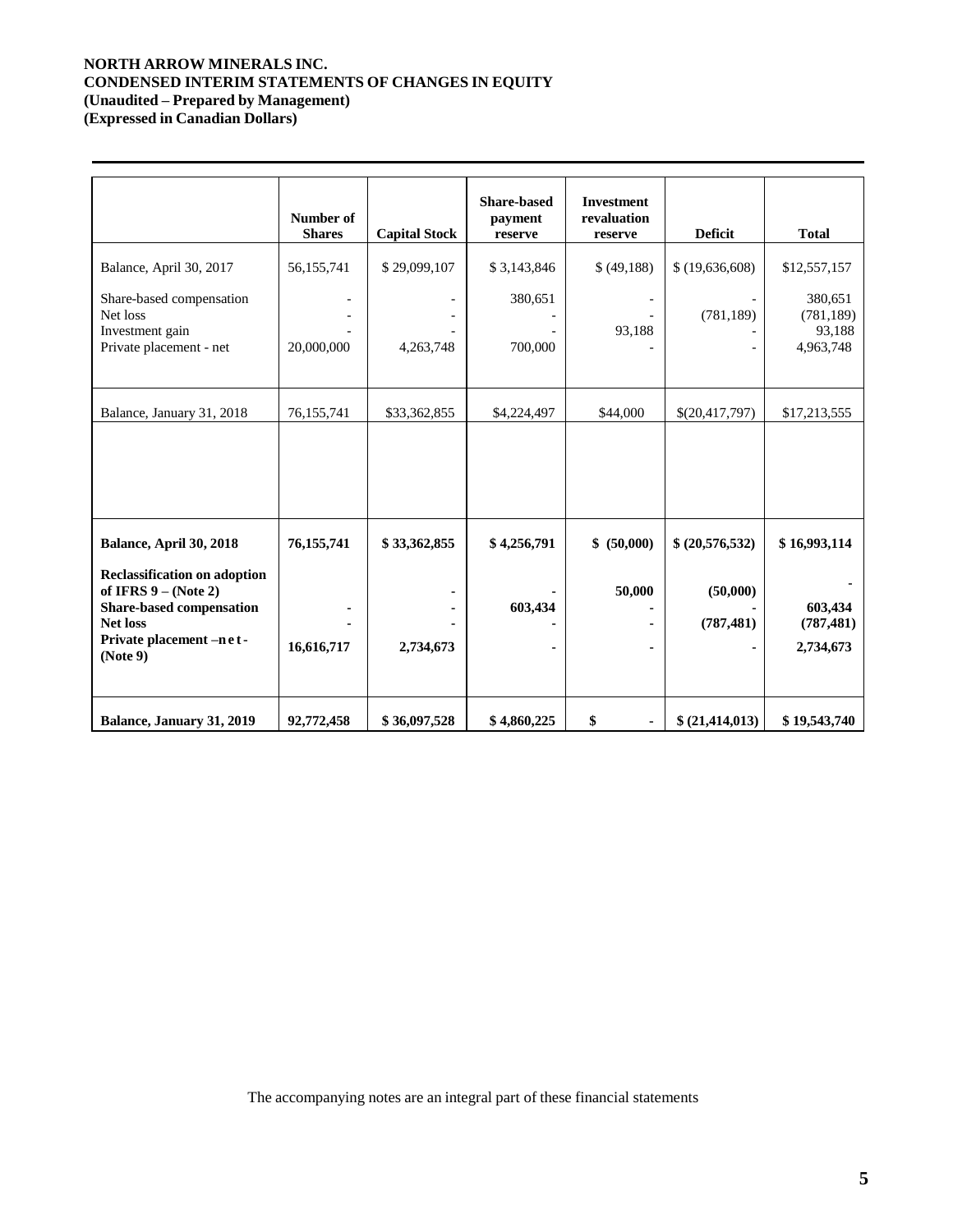**NORTH ARROW MINERALS INC.**
**CONDENSED INTERIM STATEMENTS OF CHANGES IN EQUITY**
**(Unaudited – Prepared by Management)**
**(Expressed in Canadian Dollars)**

| | Number of Shares | Capital Stock | Share-based payment reserve | Investment revaluation reserve | Deficit | Total |
|---|---|---|---|---|---|---|
| Balance, April 30, 2017 | 56,155,741 | $ 29,099,107 | $ 3,143,846 | $ (49,188) | $ (19,636,608) | $12,557,157 |
| Share-based compensation | - | - | 380,651 | - | - | 380,651 |
| Net loss | - | - | - | - | (781,189) | (781,189) |
| Investment gain | - | - | - | 93,188 | - | 93,188 |
| Private placement - net | 20,000,000 | 4,263,748 | 700,000 | - | - | 4,963,748 |
| Balance, January 31, 2018 | 76,155,741 | $33,362,855 | $4,224,497 | $44,000 | $(20,417,797) | $17,213,555 |
| | | | | | | |
| **Balance, April 30, 2018** | **76,155,741** | **$ 33,362,855** | **$ 4,256,791** | **$ (50,000)** | **$ (20,576,532)** | **$ 16,993,114** |
| **Reclassification on adoption of IFRS 9 – (Note 2)** | | **-** | **-** | **50,000** | **(50,000)** | **-** |
| **Share-based compensation** | **-** | **-** | **603,434** | **-** | **-** | **603,434** |
| **Net loss** | **-** | **-** | **-** | **-** | **(787,481)** | **(787,481)** |
| **Private placement – net - (Note 9)** | **16,616,717** | **2,734,673** | **-** | **-** | **-** | **2,734,673** |
| **Balance, January 31, 2019** | **92,772,458** | **$ 36,097,528** | **$ 4,860,225** | **$ -** | **$ (21,414,013)** | **$ 19,543,740** |

The accompanying notes are an integral part of these financial statements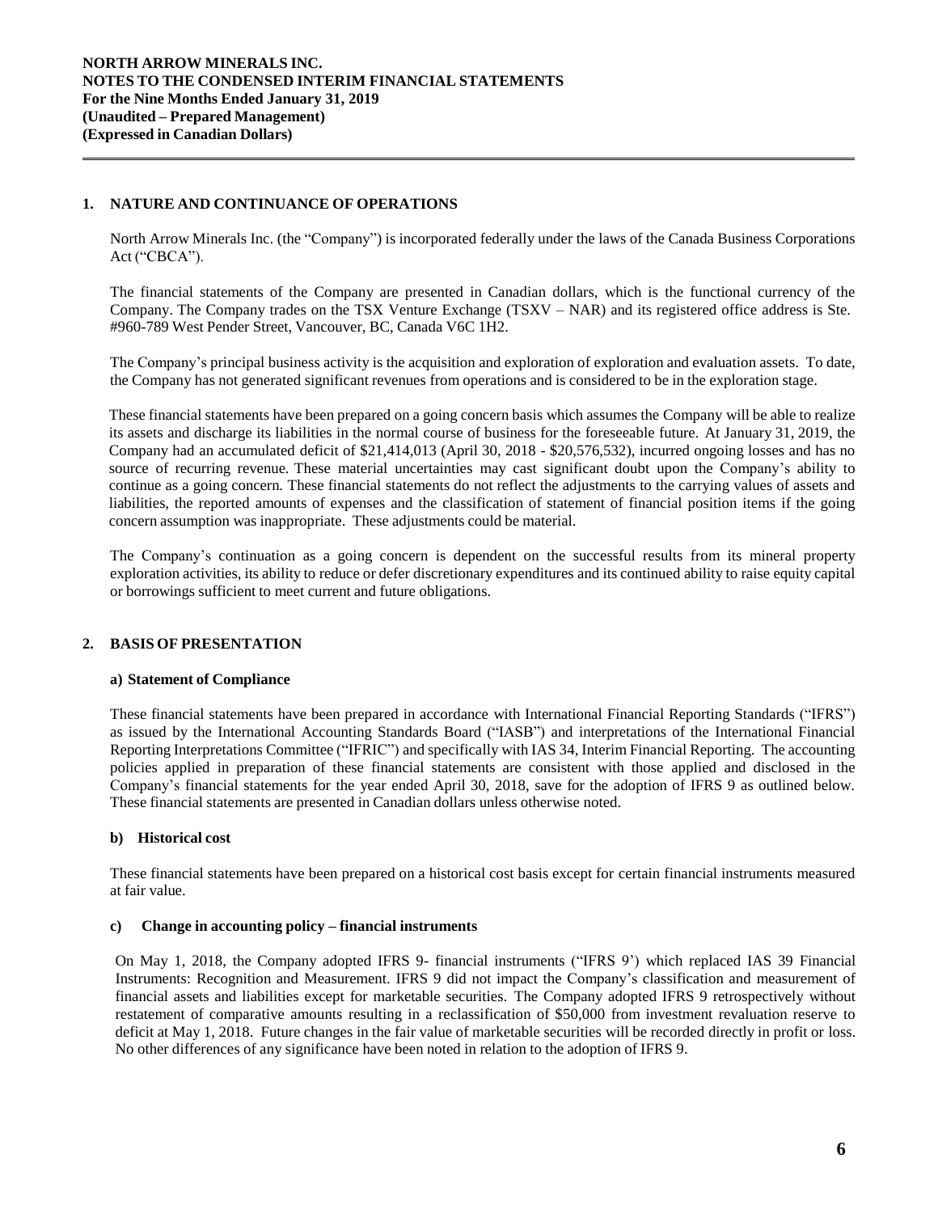# NORTH ARROW MINERALS INC.
# NOTES TO THE CONDENSED INTERIM FINANCIAL STATEMENTS
**For the Nine Months Ended January 31, 2019**
**(Unaudited – Prepared Management)**
**(Expressed in Canadian Dollars)**

## 1. NATURE AND CONTINUANCE OF OPERATIONS

North Arrow Minerals Inc. (the "Company") is incorporated federally under the laws of the Canada Business Corporations Act ("CBCA").

The financial statements of the Company are presented in Canadian dollars, which is the functional currency of the Company. The Company trades on the TSX Venture Exchange (TSXV – NAR) and its registered office address is Ste. #960-789 West Pender Street, Vancouver, BC, Canada V6C 1H2.

The Company's principal business activity is the acquisition and exploration of exploration and evaluation assets. To date, the Company has not generated significant revenues from operations and is considered to be in the exploration stage.

These financial statements have been prepared on a going concern basis which assumes the Company will be able to realize its assets and discharge its liabilities in the normal course of business for the foreseeable future. At January 31, 2019, the Company had an accumulated deficit of $21,414,013 (April 30, 2018 - $20,576,532), incurred ongoing losses and has no source of recurring revenue. These material uncertainties may cast significant doubt upon the Company's ability to continue as a going concern. These financial statements do not reflect the adjustments to the carrying values of assets and liabilities, the reported amounts of expenses and the classification of statement of financial position items if the going concern assumption was inappropriate. These adjustments could be material.

The Company's continuation as a going concern is dependent on the successful results from its mineral property exploration activities, its ability to reduce or defer discretionary expenditures and its continued ability to raise equity capital or borrowings sufficient to meet current and future obligations.

## 2. BASIS OF PRESENTATION

### a) Statement of Compliance

These financial statements have been prepared in accordance with International Financial Reporting Standards ("IFRS") as issued by the International Accounting Standards Board ("IASB") and interpretations of the International Financial Reporting Interpretations Committee ("IFRIC") and specifically with IAS 34, Interim Financial Reporting. The accounting policies applied in preparation of these financial statements are consistent with those applied and disclosed in the Company's financial statements for the year ended April 30, 2018, save for the adoption of IFRS 9 as outlined below. These financial statements are presented in Canadian dollars unless otherwise noted.

### b) Historical cost

These financial statements have been prepared on a historical cost basis except for certain financial instruments measured at fair value.

### c) Change in accounting policy – financial instruments

On May 1, 2018, the Company adopted IFRS 9- financial instruments ("IFRS 9') which replaced IAS 39 Financial Instruments: Recognition and Measurement. IFRS 9 did not impact the Company's classification and measurement of financial assets and liabilities except for marketable securities. The Company adopted IFRS 9 retrospectively without restatement of comparative amounts resulting in a reclassification of $50,000 from investment revaluation reserve to deficit at May 1, 2018. Future changes in the fair value of marketable securities will be recorded directly in profit or loss. No other differences of any significance have been noted in relation to the adoption of IFRS 9.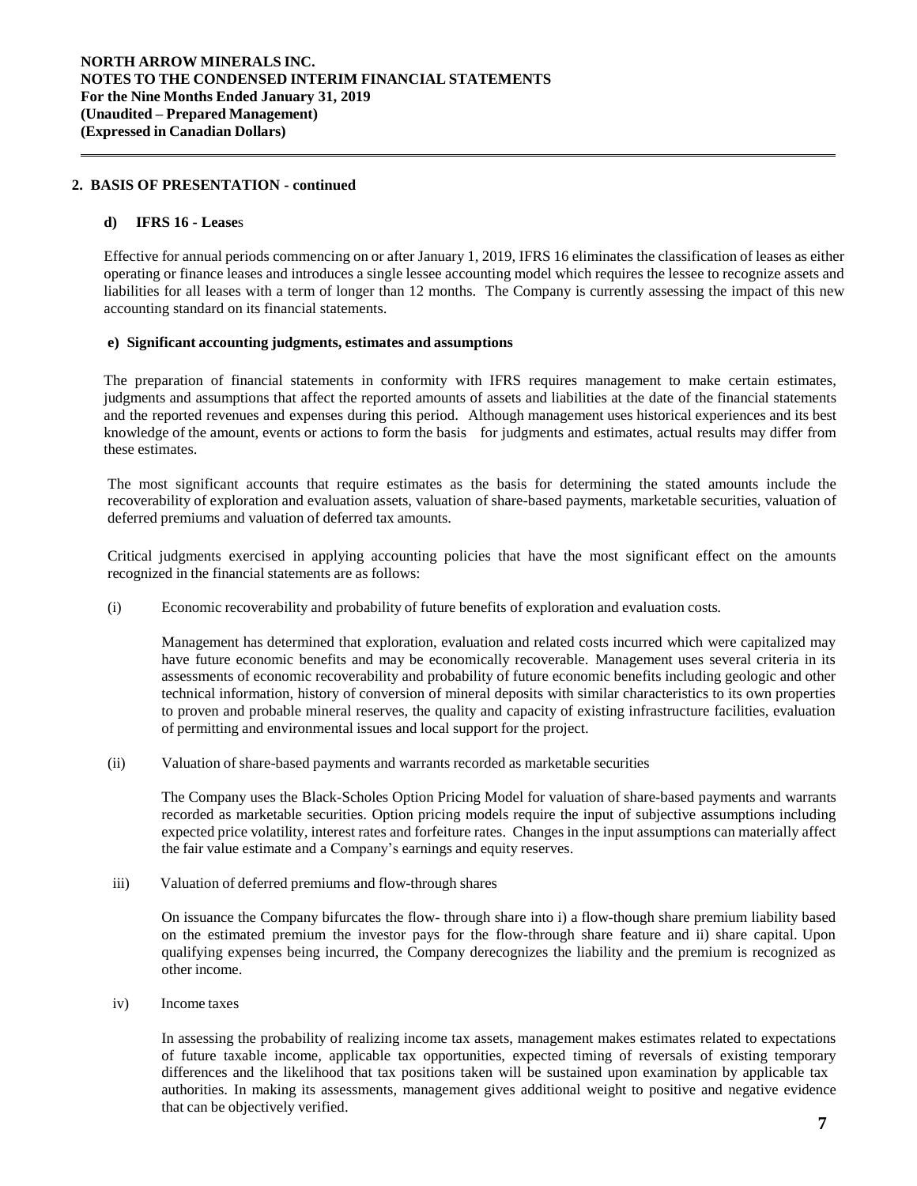## 2. BASIS OF PRESENTATION - continued

### d) IFRS 16 - Leases

Effective for annual periods commencing on or after January 1, 2019, IFRS 16 eliminates the classification of leases as either operating or finance leases and introduces a single lessee accounting model which requires the lessee to recognize assets and liabilities for all leases with a term of longer than 12 months. The Company is currently assessing the impact of this new accounting standard on its financial statements.

### e) Significant accounting judgments, estimates and assumptions

The preparation of financial statements in conformity with IFRS requires management to make certain estimates, judgments and assumptions that affect the reported amounts of assets and liabilities at the date of the financial statements and the reported revenues and expenses during this period. Although management uses historical experiences and its best knowledge of the amount, events or actions to form the basis for judgments and estimates, actual results may differ from these estimates.

The most significant accounts that require estimates as the basis for determining the stated amounts include the recoverability of exploration and evaluation assets, valuation of share-based payments, marketable securities, valuation of deferred premiums and valuation of deferred tax amounts.

Critical judgments exercised in applying accounting policies that have the most significant effect on the amounts recognized in the financial statements are as follows:

(i) Economic recoverability and probability of future benefits of exploration and evaluation costs.

Management has determined that exploration, evaluation and related costs incurred which were capitalized may have future economic benefits and may be economically recoverable. Management uses several criteria in its assessments of economic recoverability and probability of future economic benefits including geologic and other technical information, history of conversion of mineral deposits with similar characteristics to its own properties to proven and probable mineral reserves, the quality and capacity of existing infrastructure facilities, evaluation of permitting and environmental issues and local support for the project.

(ii) Valuation of share-based payments and warrants recorded as marketable securities

The Company uses the Black-Scholes Option Pricing Model for valuation of share-based payments and warrants recorded as marketable securities. Option pricing models require the input of subjective assumptions including expected price volatility, interest rates and forfeiture rates. Changes in the input assumptions can materially affect the fair value estimate and a Company's earnings and equity reserves.

iii) Valuation of deferred premiums and flow-through shares

On issuance the Company bifurcates the flow- through share into i) a flow-though share premium liability based on the estimated premium the investor pays for the flow-through share feature and ii) share capital. Upon qualifying expenses being incurred, the Company derecognizes the liability and the premium is recognized as other income.

iv) Income taxes

In assessing the probability of realizing income tax assets, management makes estimates related to expectations of future taxable income, applicable tax opportunities, expected timing of reversals of existing temporary differences and the likelihood that tax positions taken will be sustained upon examination by applicable tax authorities. In making its assessments, management gives additional weight to positive and negative evidence that can be objectively verified.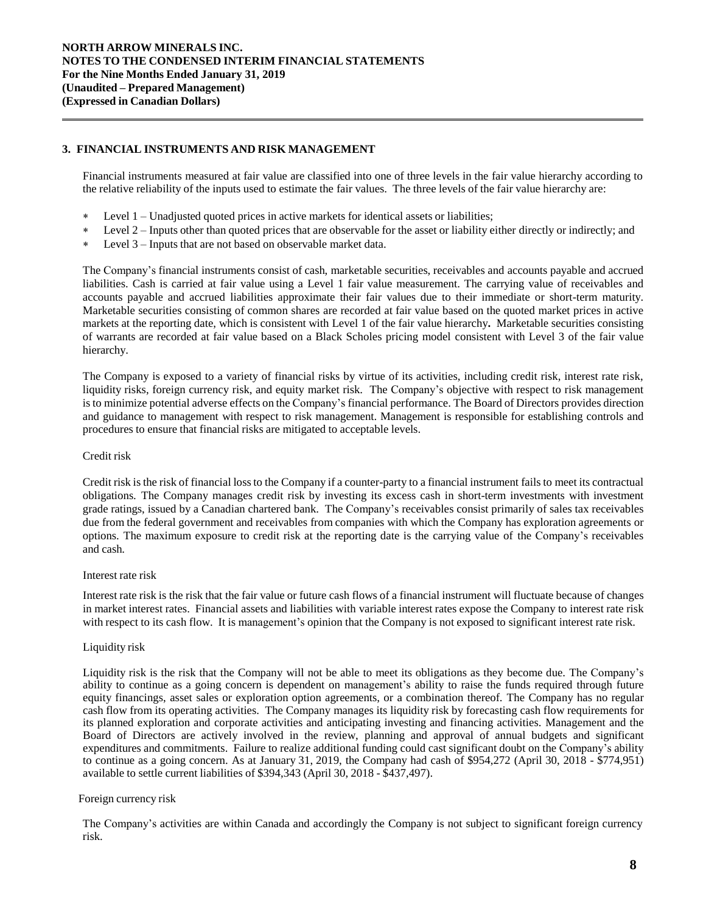## 3. FINANCIAL INSTRUMENTS AND RISK MANAGEMENT

Financial instruments measured at fair value are classified into one of three levels in the fair value hierarchy according to the relative reliability of the inputs used to estimate the fair values. The three levels of the fair value hierarchy are:

- Level 1 – Unadjusted quoted prices in active markets for identical assets or liabilities;
- Level 2 – Inputs other than quoted prices that are observable for the asset or liability either directly or indirectly; and
- Level 3 – Inputs that are not based on observable market data.

The Company's financial instruments consist of cash, marketable securities, receivables and accounts payable and accrued liabilities. Cash is carried at fair value using a Level 1 fair value measurement. The carrying value of receivables and accounts payable and accrued liabilities approximate their fair values due to their immediate or short-term maturity. Marketable securities consisting of common shares are recorded at fair value based on the quoted market prices in active markets at the reporting date, which is consistent with Level 1 of the fair value hierarchy**.** Marketable securities consisting of warrants are recorded at fair value based on a Black Scholes pricing model consistent with Level 3 of the fair value hierarchy.

The Company is exposed to a variety of financial risks by virtue of its activities, including credit risk, interest rate risk, liquidity risks, foreign currency risk, and equity market risk. The Company's objective with respect to risk management is to minimize potential adverse effects on the Company's financial performance. The Board of Directors provides direction and guidance to management with respect to risk management. Management is responsible for establishing controls and procedures to ensure that financial risks are mitigated to acceptable levels.

Credit risk

Credit risk is the risk of financial loss to the Company if a counter-party to a financial instrument fails to meet its contractual obligations. The Company manages credit risk by investing its excess cash in short-term investments with investment grade ratings, issued by a Canadian chartered bank. The Company's receivables consist primarily of sales tax receivables due from the federal government and receivables from companies with which the Company has exploration agreements or options. The maximum exposure to credit risk at the reporting date is the carrying value of the Company's receivables and cash.

Interest rate risk

Interest rate risk is the risk that the fair value or future cash flows of a financial instrument will fluctuate because of changes in market interest rates. Financial assets and liabilities with variable interest rates expose the Company to interest rate risk with respect to its cash flow. It is management's opinion that the Company is not exposed to significant interest rate risk.

Liquidity risk

Liquidity risk is the risk that the Company will not be able to meet its obligations as they become due. The Company's ability to continue as a going concern is dependent on management's ability to raise the funds required through future equity financings, asset sales or exploration option agreements, or a combination thereof. The Company has no regular cash flow from its operating activities. The Company manages its liquidity risk by forecasting cash flow requirements for its planned exploration and corporate activities and anticipating investing and financing activities. Management and the Board of Directors are actively involved in the review, planning and approval of annual budgets and significant expenditures and commitments. Failure to realize additional funding could cast significant doubt on the Company's ability to continue as a going concern. As at January 31, 2019, the Company had cash of $954,272 (April 30, 2018 - $774,951) available to settle current liabilities of $394,343 (April 30, 2018 - $437,497).

Foreign currency risk

The Company's activities are within Canada and accordingly the Company is not subject to significant foreign currency risk.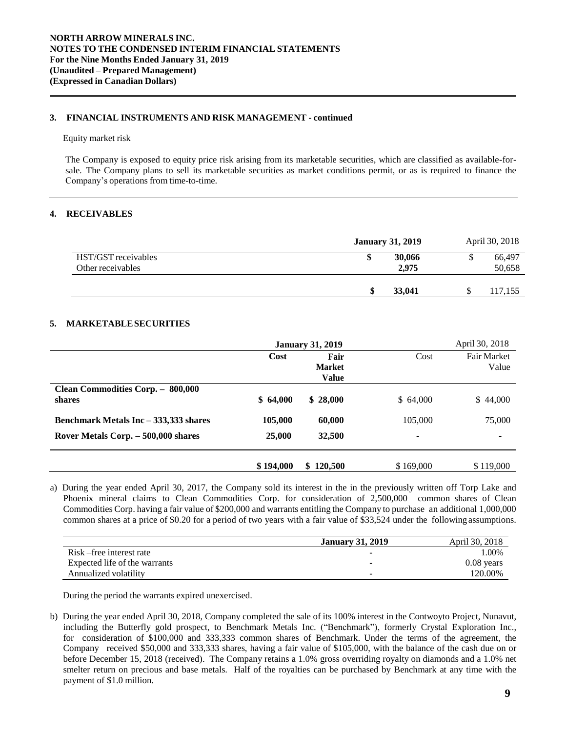## 3. FINANCIAL INSTRUMENTS AND RISK MANAGEMENT - continued

Equity market risk

The Company is exposed to equity price risk arising from its marketable securities, which are classified as available-for-sale. The Company plans to sell its marketable securities as market conditions permit, or as is required to finance the Company's operations from time-to-time.

## 4. RECEIVABLES

| | January 31, 2019 | April 30, 2018 |
|---|---|---|
| HST/GST receivables | $ 30,066 | $ 66,497 |
| Other receivables | 2,975 | 50,658 |
| | $ 33,041 | $ 117,155 |

## 5. MARKETABLE SECURITIES

| | January 31, 2019 | | April 30, 2018 | |
|---|---|---|---|---|
| | Cost | Fair Market Value | Cost | Fair Market Value |
| **Clean Commodities Corp. – 800,000 shares** | $ 64,000 | $ 28,000 | $ 64,000 | $ 44,000 |
| **Benchmark Metals Inc – 333,333 shares** | 105,000 | 60,000 | 105,000 | 75,000 |
| **Rover Metals Corp. – 500,000 shares** | 25,000 | 32,500 | - | - |
| | $ 194,000 | $ 120,500 | $ 169,000 | $ 119,000 |

a) During the year ended April 30, 2017, the Company sold its interest in the in the previously written off Torp Lake and Phoenix mineral claims to Clean Commodities Corp. for consideration of 2,500,000 common shares of Clean Commodities Corp. having a fair value of $200,000 and warrants entitling the Company to purchase an additional 1,000,000 common shares at a price of $0.20 for a period of two years with a fair value of $33,524 under the following assumptions.

| | January 31, 2019 | April 30, 2018 |
|---|---|---|
| Risk –free interest rate | - | 1.00% |
| Expected life of the warrants | - | 0.08 years |
| Annualized volatility | - | 120.00% |

During the period the warrants expired unexercised.

b) During the year ended April 30, 2018, Company completed the sale of its 100% interest in the Contwoyto Project, Nunavut, including the Butterfly gold prospect, to Benchmark Metals Inc. ("Benchmark"), formerly Crystal Exploration Inc., for consideration of $100,000 and 333,333 common shares of Benchmark. Under the terms of the agreement, the Company received $50,000 and 333,333 shares, having a fair value of $105,000, with the balance of the cash due on or before December 15, 2018 (received). The Company retains a 1.0% gross overriding royalty on diamonds and a 1.0% net smelter return on precious and base metals. Half of the royalties can be purchased by Benchmark at any time with the payment of $1.0 million.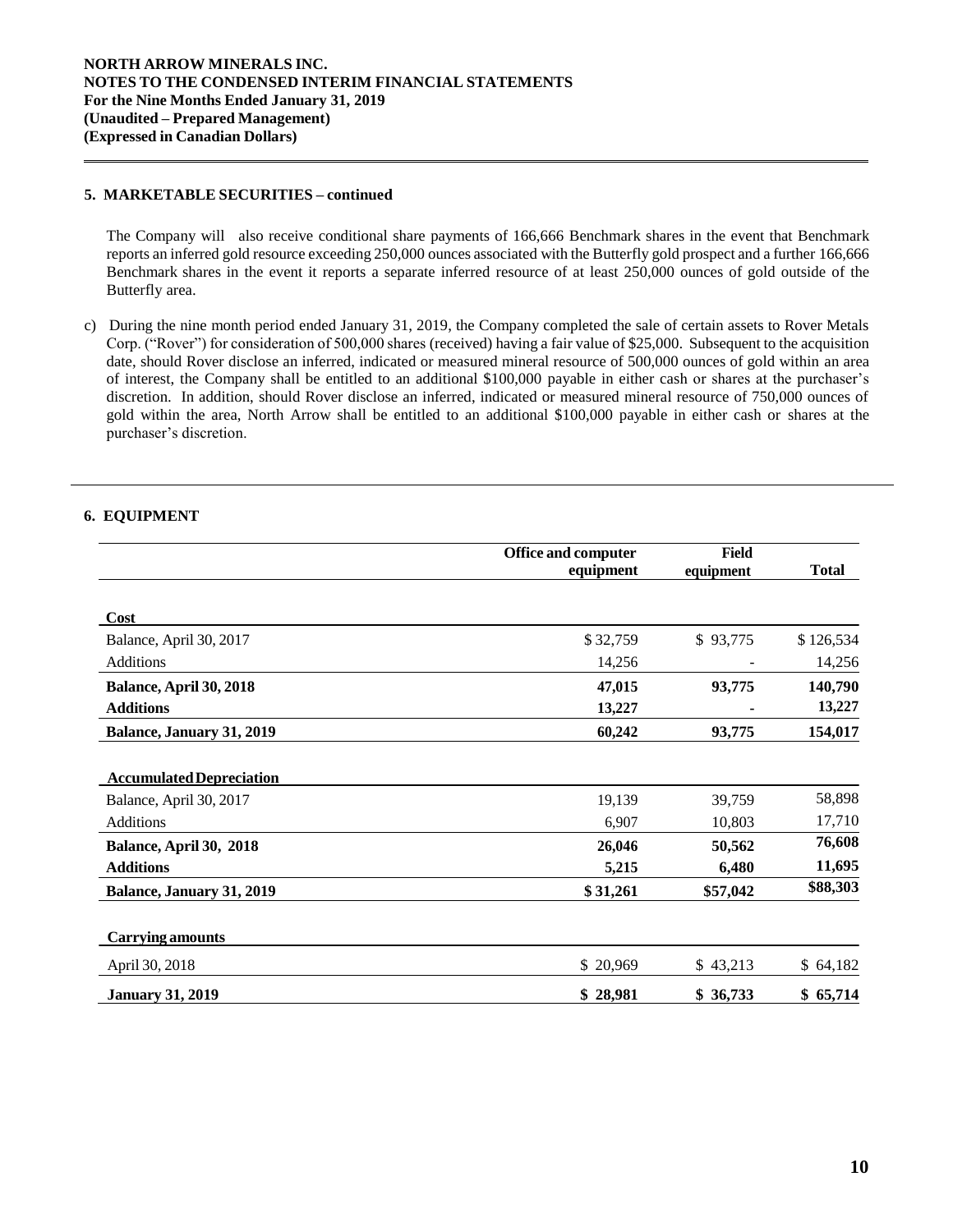## 5. MARKETABLE SECURITIES – continued

The Company will also receive conditional share payments of 166,666 Benchmark shares in the event that Benchmark reports an inferred gold resource exceeding 250,000 ounces associated with the Butterfly gold prospect and a further 166,666 Benchmark shares in the event it reports a separate inferred resource of at least 250,000 ounces of gold outside of the Butterfly area.

c) During the nine month period ended January 31, 2019, the Company completed the sale of certain assets to Rover Metals Corp. ("Rover") for consideration of 500,000 shares (received) having a fair value of $25,000. Subsequent to the acquisition date, should Rover disclose an inferred, indicated or measured mineral resource of 500,000 ounces of gold within an area of interest, the Company shall be entitled to an additional $100,000 payable in either cash or shares at the purchaser's discretion. In addition, should Rover disclose an inferred, indicated or measured mineral resource of 750,000 ounces of gold within the area, North Arrow shall be entitled to an additional $100,000 payable in either cash or shares at the purchaser's discretion.

## 6. EQUIPMENT

| | Office and computer equipment | Field equipment | Total |
|---|---|---|---|
| **Cost** | | | |
| Balance, April 30, 2017 | $ 32,759 | $ 93,775 | $ 126,534 |
| Additions | 14,256 | - | 14,256 |
| **Balance, April 30, 2018** | **47,015** | **93,775** | **140,790** |
| **Additions** | **13,227** | **-** | **13,227** |
| **Balance, January 31, 2019** | **60,242** | **93,775** | **154,017** |
| **Accumulated Depreciation** | | | |
| Balance, April 30, 2017 | 19,139 | 39,759 | 58,898 |
| Additions | 6,907 | 10,803 | 17,710 |
| **Balance, April 30, 2018** | **26,046** | **50,562** | **76,608** |
| **Additions** | **5,215** | **6,480** | **11,695** |
| **Balance, January 31, 2019** | **$ 31,261** | **$57,042** | **$88,303** |
| **Carrying amounts** | | | |
| April 30, 2018 | $ 20,969 | $ 43,213 | $ 64,182 |
| **January 31, 2019** | **$ 28,981** | **$ 36,733** | **$ 65,714** |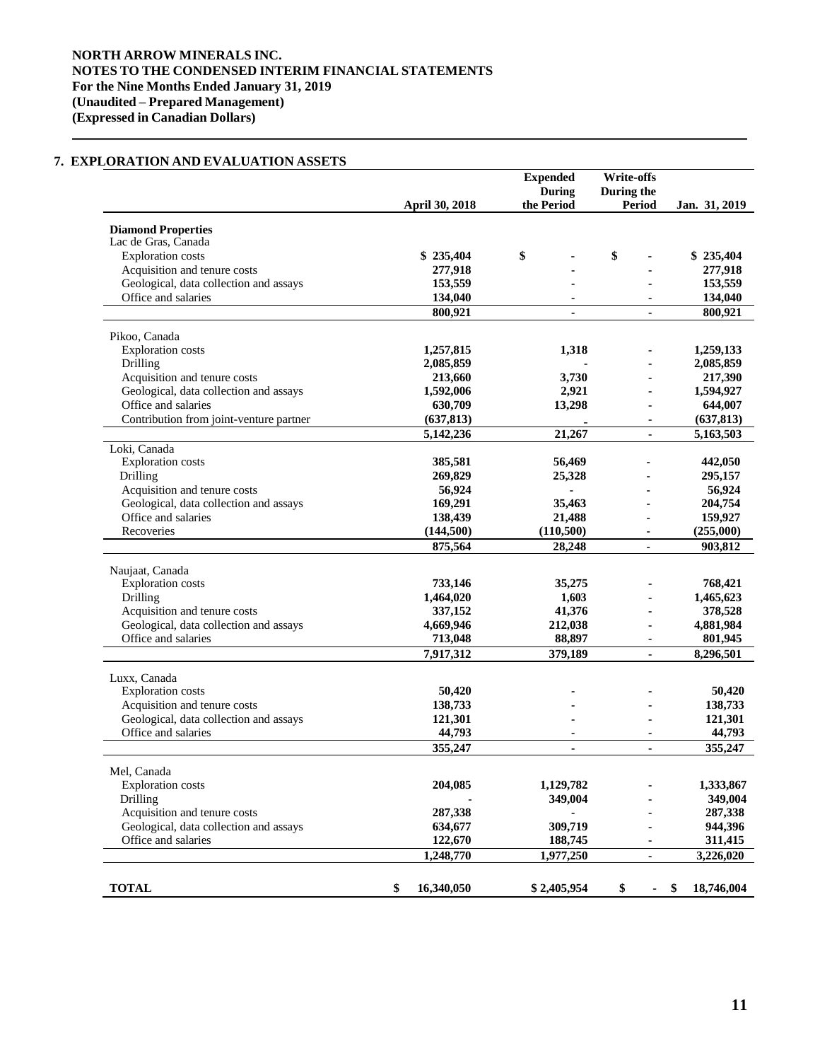**NORTH ARROW MINERALS INC.**
**NOTES TO THE CONDENSED INTERIM FINANCIAL STATEMENTS**
**For the Nine Months Ended January 31, 2019**
**(Unaudited – Prepared Management)**
**(Expressed in Canadian Dollars)**

## 7. EXPLORATION AND EVALUATION ASSETS

| | April 30, 2018 | Expended During the Period | Write-offs During the Period | Jan. 31, 2019 |
|---|---|---|---|---|
| **Diamond Properties** | | | | |
| Lac de Gras, Canada | | | | |
| Exploration costs | $ 235,404 | $ - | $ - | $ 235,404 |
| Acquisition and tenure costs | 277,918 | - | - | 277,918 |
| Geological, data collection and assays | 153,559 | - | - | 153,559 |
| Office and salaries | 134,040 | - | - | 134,040 |
| | 800,921 | - | - | 800,921 |
| Pikoo, Canada | | | | |
| Exploration costs | 1,257,815 | 1,318 | - | 1,259,133 |
| Drilling | 2,085,859 | - | - | 2,085,859 |
| Acquisition and tenure costs | 213,660 | 3,730 | - | 217,390 |
| Geological, data collection and assays | 1,592,006 | 2,921 | - | 1,594,927 |
| Office and salaries | 630,709 | 13,298 | - | 644,007 |
| Contribution from joint-venture partner | (637,813) | - | - | (637,813) |
| | 5,142,236 | 21,267 | - | 5,163,503 |
| Loki, Canada | | | | |
| Exploration costs | 385,581 | 56,469 | - | 442,050 |
| Drilling | 269,829 | 25,328 | - | 295,157 |
| Acquisition and tenure costs | 56,924 | - | - | 56,924 |
| Geological, data collection and assays | 169,291 | 35,463 | - | 204,754 |
| Office and salaries | 138,439 | 21,488 | - | 159,927 |
| Recoveries | (144,500) | (110,500) | - | (255,000) |
| | 875,564 | 28,248 | - | 903,812 |
| Naujaat, Canada | | | | |
| Exploration costs | 733,146 | 35,275 | - | 768,421 |
| Drilling | 1,464,020 | 1,603 | - | 1,465,623 |
| Acquisition and tenure costs | 337,152 | 41,376 | - | 378,528 |
| Geological, data collection and assays | 4,669,946 | 212,038 | - | 4,881,984 |
| Office and salaries | 713,048 | 88,897 | - | 801,945 |
| | 7,917,312 | 379,189 | - | 8,296,501 |
| Luxx, Canada | | | | |
| Exploration costs | 50,420 | - | - | 50,420 |
| Acquisition and tenure costs | 138,733 | - | - | 138,733 |
| Geological, data collection and assays | 121,301 | - | - | 121,301 |
| Office and salaries | 44,793 | - | - | 44,793 |
| | 355,247 | - | - | 355,247 |
| Mel, Canada | | | | |
| Exploration costs | 204,085 | 1,129,782 | - | 1,333,867 |
| Drilling | - | 349,004 | - | 349,004 |
| Acquisition and tenure costs | 287,338 | - | - | 287,338 |
| Geological, data collection and assays | 634,677 | 309,719 | - | 944,396 |
| Office and salaries | 122,670 | 188,745 | - | 311,415 |
| | 1,248,770 | 1,977,250 | - | 3,226,020 |
| **TOTAL** | $ 16,340,050 | $ 2,405,954 | $ - | $ 18,746,004 |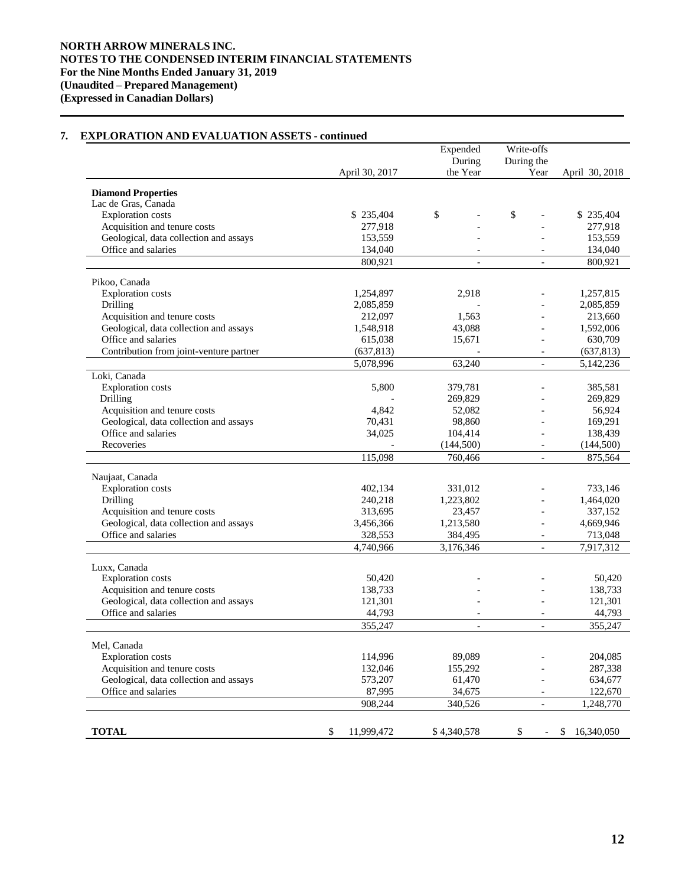**NORTH ARROW MINERALS INC.**
**NOTES TO THE CONDENSED INTERIM FINANCIAL STATEMENTS**
**For the Nine Months Ended January 31, 2019**
**(Unaudited – Prepared Management)**
**(Expressed in Canadian Dollars)**

## 7. EXPLORATION AND EVALUATION ASSETS - continued

| | April 30, 2017 | Expended During the Year | Write-offs During the Year | April 30, 2018 |
|---|---|---|---|---|
| **Diamond Properties** | | | | |
| Lac de Gras, Canada | | | | |
| Exploration costs | $ 235,404 | $ - | $ - | $ 235,404 |
| Acquisition and tenure costs | 277,918 | - | - | 277,918 |
| Geological, data collection and assays | 153,559 | - | - | 153,559 |
| Office and salaries | 134,040 | - | - | 134,040 |
| | 800,921 | - | - | 800,921 |
| Pikoo, Canada | | | | |
| Exploration costs | 1,254,897 | 2,918 | - | 1,257,815 |
| Drilling | 2,085,859 | - | - | 2,085,859 |
| Acquisition and tenure costs | 212,097 | 1,563 | - | 213,660 |
| Geological, data collection and assays | 1,548,918 | 43,088 | - | 1,592,006 |
| Office and salaries | 615,038 | 15,671 | - | 630,709 |
| Contribution from joint-venture partner | (637,813) | - | - | (637,813) |
| | 5,078,996 | 63,240 | - | 5,142,236 |
| Loki, Canada | | | | |
| Exploration costs | 5,800 | 379,781 | - | 385,581 |
| Drilling | - | 269,829 | - | 269,829 |
| Acquisition and tenure costs | 4,842 | 52,082 | - | 56,924 |
| Geological, data collection and assays | 70,431 | 98,860 | - | 169,291 |
| Office and salaries | 34,025 | 104,414 | - | 138,439 |
| Recoveries | - | (144,500) | - | (144,500) |
| | 115,098 | 760,466 | - | 875,564 |
| Naujaat, Canada | | | | |
| Exploration costs | 402,134 | 331,012 | - | 733,146 |
| Drilling | 240,218 | 1,223,802 | - | 1,464,020 |
| Acquisition and tenure costs | 313,695 | 23,457 | - | 337,152 |
| Geological, data collection and assays | 3,456,366 | 1,213,580 | - | 4,669,946 |
| Office and salaries | 328,553 | 384,495 | - | 713,048 |
| | 4,740,966 | 3,176,346 | - | 7,917,312 |
| Luxx, Canada | | | | |
| Exploration costs | 50,420 | - | - | 50,420 |
| Acquisition and tenure costs | 138,733 | - | - | 138,733 |
| Geological, data collection and assays | 121,301 | - | - | 121,301 |
| Office and salaries | 44,793 | - | - | 44,793 |
| | 355,247 | - | - | 355,247 |
| Mel, Canada | | | | |
| Exploration costs | 114,996 | 89,089 | - | 204,085 |
| Acquisition and tenure costs | 132,046 | 155,292 | - | 287,338 |
| Geological, data collection and assays | 573,207 | 61,470 | - | 634,677 |
| Office and salaries | 87,995 | 34,675 | - | 122,670 |
| | 908,244 | 340,526 | - | 1,248,770 |
| **TOTAL** | $ 11,999,472 | $ 4,340,578 | $ - | $ 16,340,050 |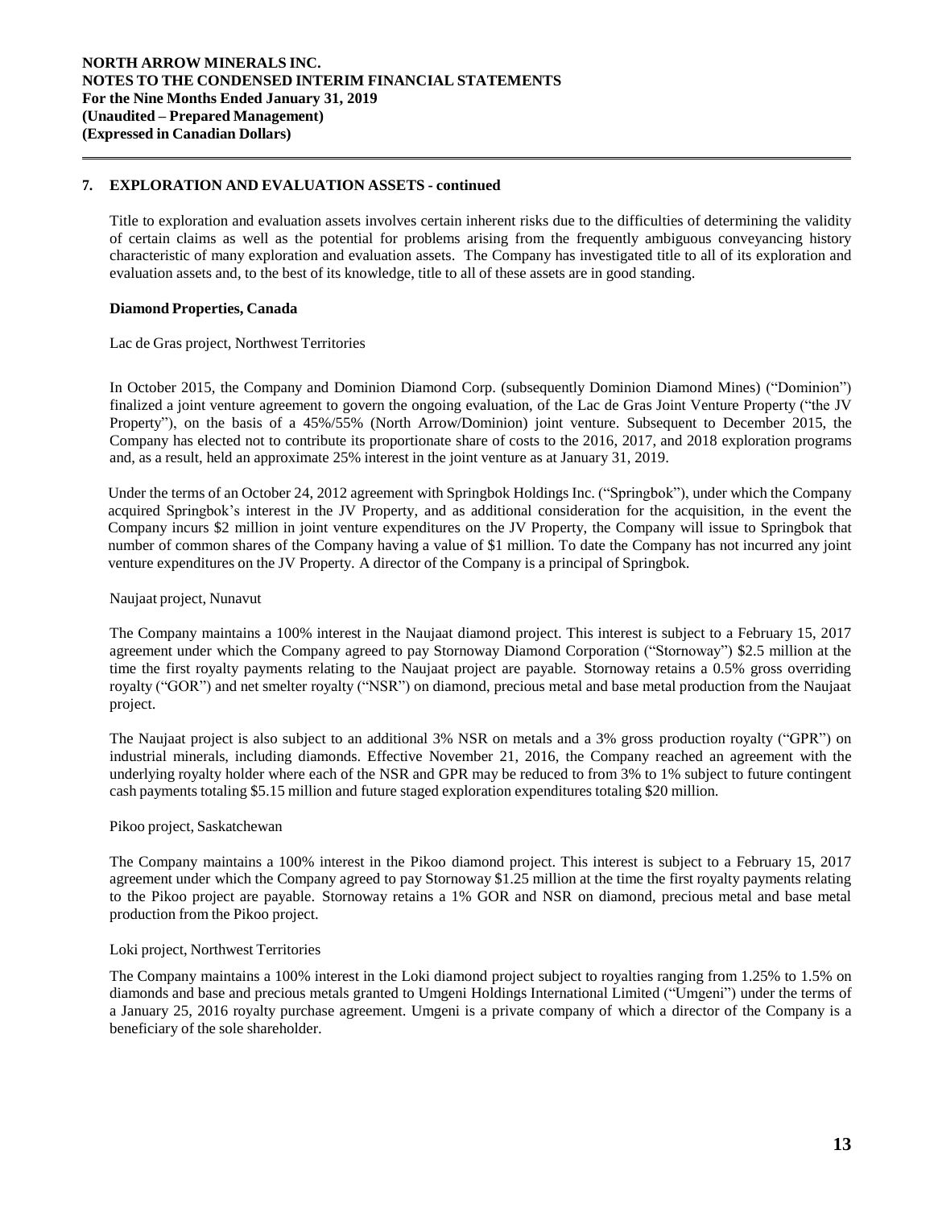## 7. EXPLORATION AND EVALUATION ASSETS - continued

Title to exploration and evaluation assets involves certain inherent risks due to the difficulties of determining the validity of certain claims as well as the potential for problems arising from the frequently ambiguous conveyancing history characteristic of many exploration and evaluation assets. The Company has investigated title to all of its exploration and evaluation assets and, to the best of its knowledge, title to all of these assets are in good standing.

### Diamond Properties, Canada

Lac de Gras project, Northwest Territories

In October 2015, the Company and Dominion Diamond Corp. (subsequently Dominion Diamond Mines) ("Dominion") finalized a joint venture agreement to govern the ongoing evaluation, of the Lac de Gras Joint Venture Property ("the JV Property"), on the basis of a 45%/55% (North Arrow/Dominion) joint venture. Subsequent to December 2015, the Company has elected not to contribute its proportionate share of costs to the 2016, 2017, and 2018 exploration programs and, as a result, held an approximate 25% interest in the joint venture as at January 31, 2019.

Under the terms of an October 24, 2012 agreement with Springbok Holdings Inc. ("Springbok"), under which the Company acquired Springbok's interest in the JV Property, and as additional consideration for the acquisition, in the event the Company incurs $2 million in joint venture expenditures on the JV Property, the Company will issue to Springbok that number of common shares of the Company having a value of $1 million. To date the Company has not incurred any joint venture expenditures on the JV Property. A director of the Company is a principal of Springbok.

Naujaat project, Nunavut

The Company maintains a 100% interest in the Naujaat diamond project. This interest is subject to a February 15, 2017 agreement under which the Company agreed to pay Stornoway Diamond Corporation ("Stornoway") $2.5 million at the time the first royalty payments relating to the Naujaat project are payable. Stornoway retains a 0.5% gross overriding royalty ("GOR") and net smelter royalty ("NSR") on diamond, precious metal and base metal production from the Naujaat project.

The Naujaat project is also subject to an additional 3% NSR on metals and a 3% gross production royalty ("GPR") on industrial minerals, including diamonds. Effective November 21, 2016, the Company reached an agreement with the underlying royalty holder where each of the NSR and GPR may be reduced to from 3% to 1% subject to future contingent cash payments totaling $5.15 million and future staged exploration expenditures totaling $20 million.

Pikoo project, Saskatchewan

The Company maintains a 100% interest in the Pikoo diamond project. This interest is subject to a February 15, 2017 agreement under which the Company agreed to pay Stornoway $1.25 million at the time the first royalty payments relating to the Pikoo project are payable. Stornoway retains a 1% GOR and NSR on diamond, precious metal and base metal production from the Pikoo project.

Loki project, Northwest Territories

The Company maintains a 100% interest in the Loki diamond project subject to royalties ranging from 1.25% to 1.5% on diamonds and base and precious metals granted to Umgeni Holdings International Limited ("Umgeni") under the terms of a January 25, 2016 royalty purchase agreement. Umgeni is a private company of which a director of the Company is a beneficiary of the sole shareholder.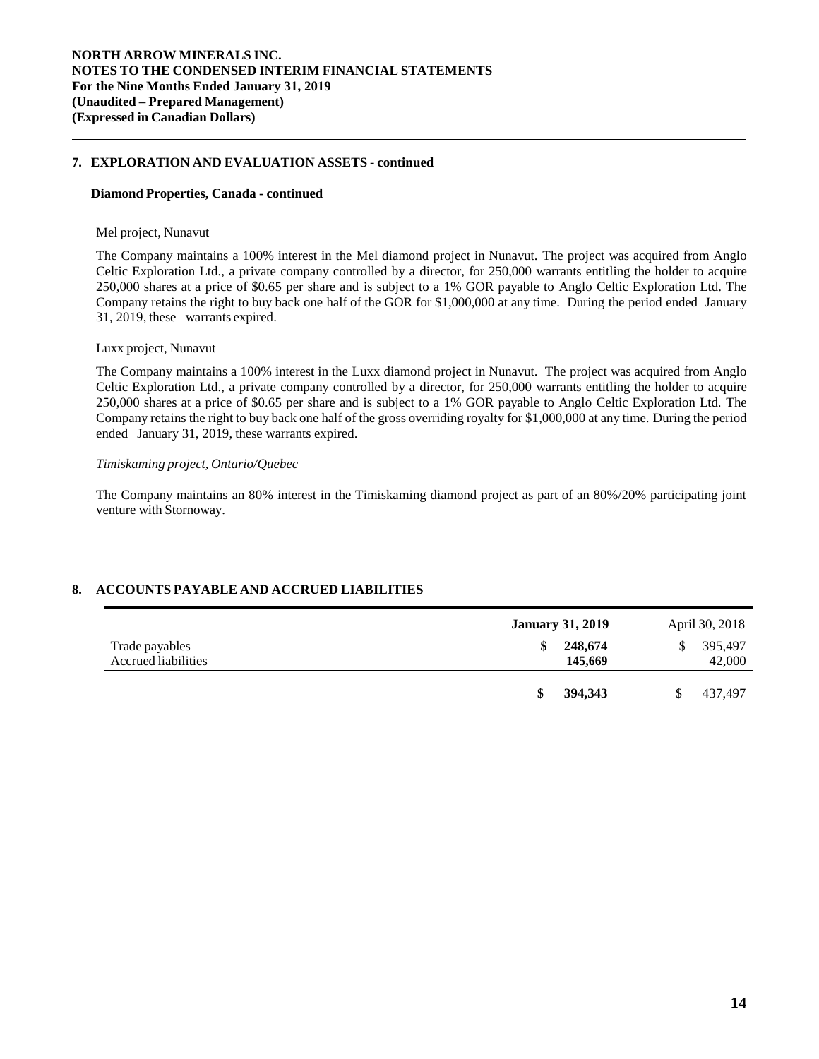## 7. EXPLORATION AND EVALUATION ASSETS - continued

### Diamond Properties, Canada - continued

Mel project, Nunavut

The Company maintains a 100% interest in the Mel diamond project in Nunavut. The project was acquired from Anglo Celtic Exploration Ltd., a private company controlled by a director, for 250,000 warrants entitling the holder to acquire 250,000 shares at a price of $0.65 per share and is subject to a 1% GOR payable to Anglo Celtic Exploration Ltd. The Company retains the right to buy back one half of the GOR for $1,000,000 at any time. During the period ended January 31, 2019, these warrants expired.

Luxx project, Nunavut

The Company maintains a 100% interest in the Luxx diamond project in Nunavut. The project was acquired from Anglo Celtic Exploration Ltd., a private company controlled by a director, for 250,000 warrants entitling the holder to acquire 250,000 shares at a price of $0.65 per share and is subject to a 1% GOR payable to Anglo Celtic Exploration Ltd. The Company retains the right to buy back one half of the gross overriding royalty for $1,000,000 at any time. During the period ended January 31, 2019, these warrants expired.

*Timiskaming project, Ontario/Quebec*

The Company maintains an 80% interest in the Timiskaming diamond project as part of an 80%/20% participating joint venture with Stornoway.

## 8. ACCOUNTS PAYABLE AND ACCRUED LIABILITIES

| | **January 31, 2019** | April 30, 2018 |
|---|---|---|
| Trade payables | **$ 248,674** | $ 395,497 |
| Accrued liabilities | **145,669** | 42,000 |
| | **$ 394,343** | $ 437,497 |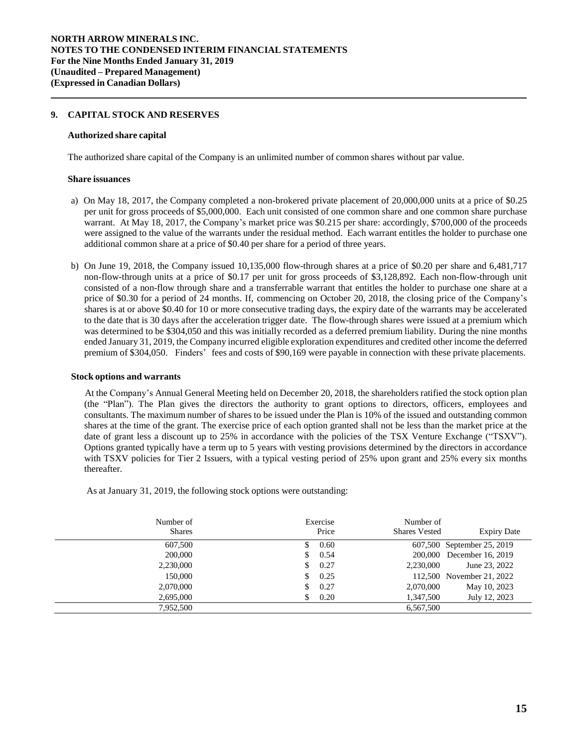## 9. CAPITAL STOCK AND RESERVES

### Authorized share capital

The authorized share capital of the Company is an unlimited number of common shares without par value.

### Share issuances

a) On May 18, 2017, the Company completed a non-brokered private placement of 20,000,000 units at a price of $0.25 per unit for gross proceeds of $5,000,000. Each unit consisted of one common share and one common share purchase warrant. At May 18, 2017, the Company's market price was $0.215 per share: accordingly, $700,000 of the proceeds were assigned to the value of the warrants under the residual method. Each warrant entitles the holder to purchase one additional common share at a price of $0.40 per share for a period of three years.

b) On June 19, 2018, the Company issued 10,135,000 flow-through shares at a price of $0.20 per share and 6,481,717 non-flow-through units at a price of $0.17 per unit for gross proceeds of $3,128,892. Each non-flow-through unit consisted of a non-flow through share and a transferrable warrant that entitles the holder to purchase one share at a price of $0.30 for a period of 24 months. If, commencing on October 20, 2018, the closing price of the Company's shares is at or above $0.40 for 10 or more consecutive trading days, the expiry date of the warrants may be accelerated to the date that is 30 days after the acceleration trigger date. The flow-through shares were issued at a premium which was determined to be $304,050 and this was initially recorded as a deferred premium liability. During the nine months ended January 31, 2019, the Company incurred eligible exploration expenditures and credited other income the deferred premium of $304,050. Finders' fees and costs of $90,169 were payable in connection with these private placements.

### Stock options and warrants

At the Company's Annual General Meeting held on December 20, 2018, the shareholders ratified the stock option plan (the "Plan"). The Plan gives the directors the authority to grant options to directors, officers, employees and consultants. The maximum number of shares to be issued under the Plan is 10% of the issued and outstanding common shares at the time of the grant. The exercise price of each option granted shall not be less than the market price at the date of grant less a discount up to 25% in accordance with the policies of the TSX Venture Exchange ("TSXV"). Options granted typically have a term up to 5 years with vesting provisions determined by the directors in accordance with TSXV policies for Tier 2 Issuers, with a typical vesting period of 25% upon grant and 25% every six months thereafter.

As at January 31, 2019, the following stock options were outstanding:

| Number of Shares | Exercise Price | Number of Shares Vested | Expiry Date |
|---|---|---|---|
| 607,500 | $ 0.60 | 607,500 | September 25, 2019 |
| 200,000 | $ 0.54 | 200,000 | December 16, 2019 |
| 2,230,000 | $ 0.27 | 2,230,000 | June 23, 2022 |
| 150,000 | $ 0.25 | 112,500 | November 21, 2022 |
| 2,070,000 | $ 0.27 | 2,070,000 | May 10, 2023 |
| 2,695,000 | $ 0.20 | 1,347,500 | July 12, 2023 |
| 7,952,500 | | 6,567,500 | |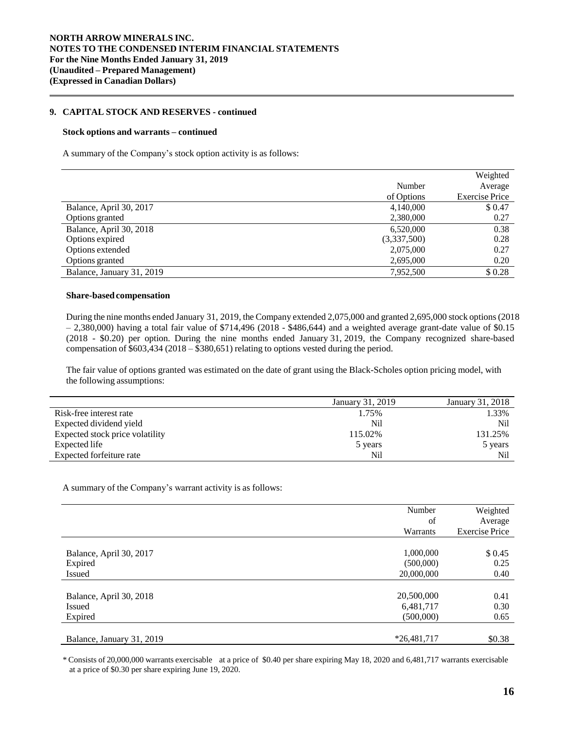## 9. CAPITAL STOCK AND RESERVES - continued

### Stock options and warrants – continued

A summary of the Company's stock option activity is as follows:

| | Number of Options | Weighted Average Exercise Price |
|---|---|---|
| Balance, April 30, 2017 | 4,140,000 | $ 0.47 |
| Options granted | 2,380,000 | 0.27 |
| Balance, April 30, 2018 | 6,520,000 | 0.38 |
| Options expired | (3,337,500) | 0.28 |
| Options extended | 2,075,000 | 0.27 |
| Options granted | 2,695,000 | 0.20 |
| Balance, January 31, 2019 | 7,952,500 | $ 0.28 |

### Share-based compensation

During the nine months ended January 31, 2019, the Company extended 2,075,000 and granted 2,695,000 stock options (2018 – 2,380,000) having a total fair value of $714,496 (2018 - $486,644) and a weighted average grant-date value of $0.15 (2018 - $0.20) per option. During the nine months ended January 31, 2019, the Company recognized share-based compensation of $603,434 (2018 – $380,651) relating to options vested during the period.

The fair value of options granted was estimated on the date of grant using the Black-Scholes option pricing model, with the following assumptions:

| | January 31, 2019 | January 31, 2018 |
|---|---|---|
| Risk-free interest rate | 1.75% | 1.33% |
| Expected dividend yield | Nil | Nil |
| Expected stock price volatility | 115.02% | 131.25% |
| Expected life | 5 years | 5 years |
| Expected forfeiture rate | Nil | Nil |

A summary of the Company's warrant activity is as follows:

| | Number of Warrants | Weighted Average Exercise Price |
|---|---|---|
| Balance, April 30, 2017 | 1,000,000 | $ 0.45 |
| Expired | (500,000) | 0.25 |
| Issued | 20,000,000 | 0.40 |
| Balance, April 30, 2018 | 20,500,000 | 0.41 |
| Issued | 6,481,717 | 0.30 |
| Expired | (500,000) | 0.65 |
| Balance, January 31, 2019 | *26,481,717 | $0.38 |

* Consists of 20,000,000 warrants exercisable at a price of $0.40 per share expiring May 18, 2020 and 6,481,717 warrants exercisable at a price of $0.30 per share expiring June 19, 2020.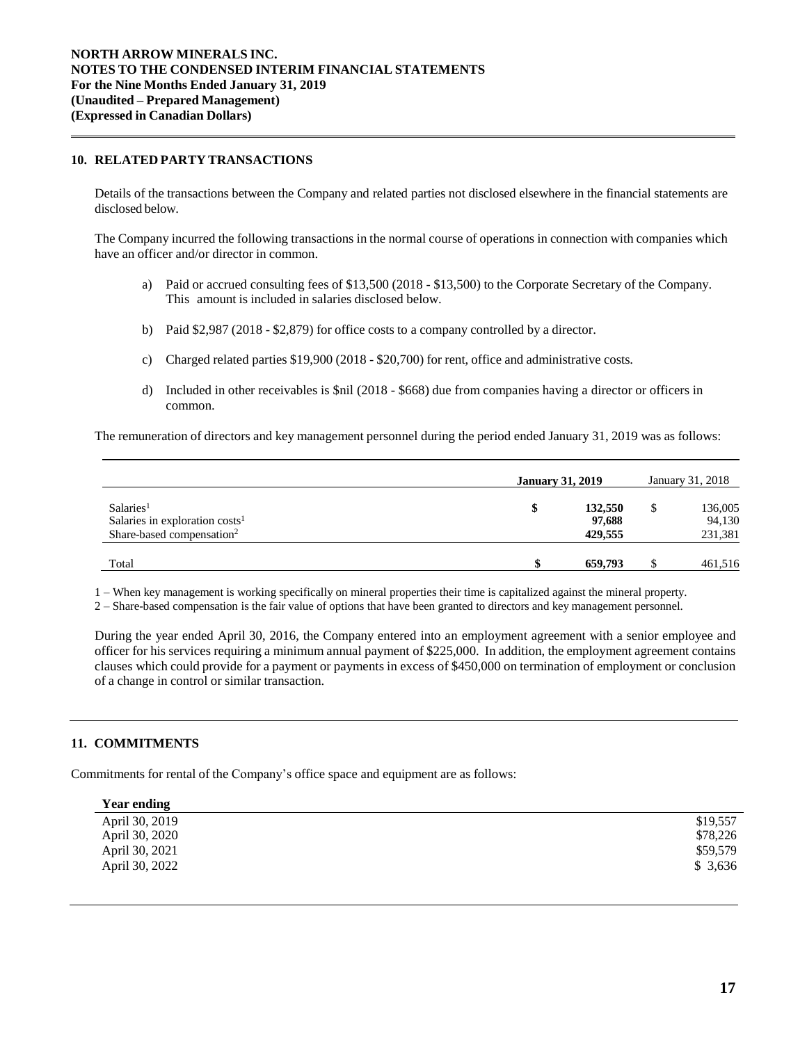**NORTH ARROW MINERALS INC.**
**NOTES TO THE CONDENSED INTERIM FINANCIAL STATEMENTS**
**For the Nine Months Ended January 31, 2019**
**(Unaudited – Prepared Management)**
**(Expressed in Canadian Dollars)**

## 10. RELATED PARTY TRANSACTIONS

Details of the transactions between the Company and related parties not disclosed elsewhere in the financial statements are disclosed below.

The Company incurred the following transactions in the normal course of operations in connection with companies which have an officer and/or director in common.

a) Paid or accrued consulting fees of $13,500 (2018 - $13,500) to the Corporate Secretary of the Company. This amount is included in salaries disclosed below.

b) Paid $2,987 (2018 - $2,879) for office costs to a company controlled by a director.

c) Charged related parties $19,900 (2018 - $20,700) for rent, office and administrative costs.

d) Included in other receivables is $nil (2018 - $668) due from companies having a director or officers in common.

The remuneration of directors and key management personnel during the period ended January 31, 2019 was as follows:

| | **January 31, 2019** | January 31, 2018 |
|---|---|---|
| Salaries[1] | **$ 132,550** | $ 136,005 |
| Salaries in exploration costs[1] | **97,688** | 94,130 |
| Share-based compensation[2] | **429,555** | 231,381 |
| Total | **$ 659,793** | $ 461,516 |

1 – When key management is working specifically on mineral properties their time is capitalized against the mineral property.

2 – Share-based compensation is the fair value of options that have been granted to directors and key management personnel.

During the year ended April 30, 2016, the Company entered into an employment agreement with a senior employee and officer for his services requiring a minimum annual payment of $225,000. In addition, the employment agreement contains clauses which could provide for a payment or payments in excess of $450,000 on termination of employment or conclusion of a change in control or similar transaction.

## 11. COMMITMENTS

Commitments for rental of the Company's office space and equipment are as follows:

| **Year ending** | |
|---|---|
| April 30, 2019 | $19,557 |
| April 30, 2020 | $78,226 |
| April 30, 2021 | $59,579 |
| April 30, 2022 | $ 3,636 |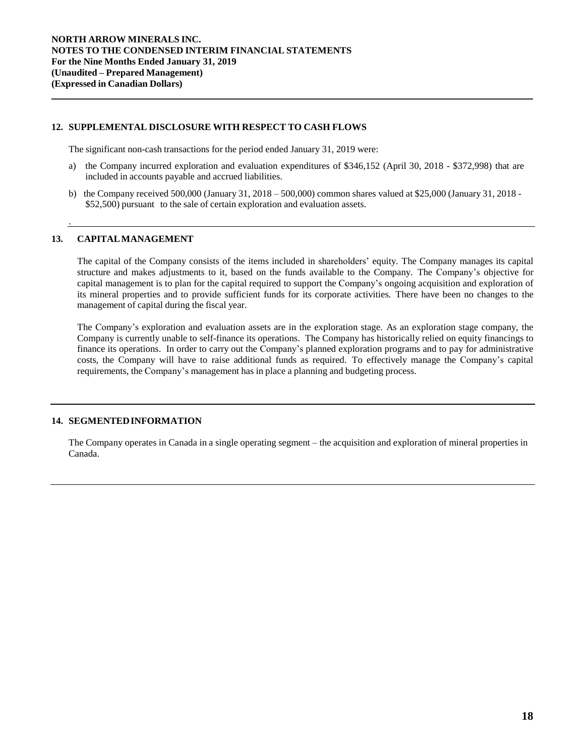## 12. SUPPLEMENTAL DISCLOSURE WITH RESPECT TO CASH FLOWS

The significant non-cash transactions for the period ended January 31, 2019 were:

a) the Company incurred exploration and evaluation expenditures of $346,152 (April 30, 2018 - $372,998) that are included in accounts payable and accrued liabilities.

b) the Company received 500,000 (January 31, 2018 – 500,000) common shares valued at $25,000 (January 31, 2018 - $52,500) pursuant to the sale of certain exploration and evaluation assets.

## 13. CAPITAL MANAGEMENT

The capital of the Company consists of the items included in shareholders' equity. The Company manages its capital structure and makes adjustments to it, based on the funds available to the Company. The Company's objective for capital management is to plan for the capital required to support the Company's ongoing acquisition and exploration of its mineral properties and to provide sufficient funds for its corporate activities. There have been no changes to the management of capital during the fiscal year.

The Company's exploration and evaluation assets are in the exploration stage. As an exploration stage company, the Company is currently unable to self-finance its operations. The Company has historically relied on equity financings to finance its operations. In order to carry out the Company's planned exploration programs and to pay for administrative costs, the Company will have to raise additional funds as required. To effectively manage the Company's capital requirements, the Company's management has in place a planning and budgeting process.

## 14. SEGMENTED INFORMATION

The Company operates in Canada in a single operating segment – the acquisition and exploration of mineral properties in Canada.